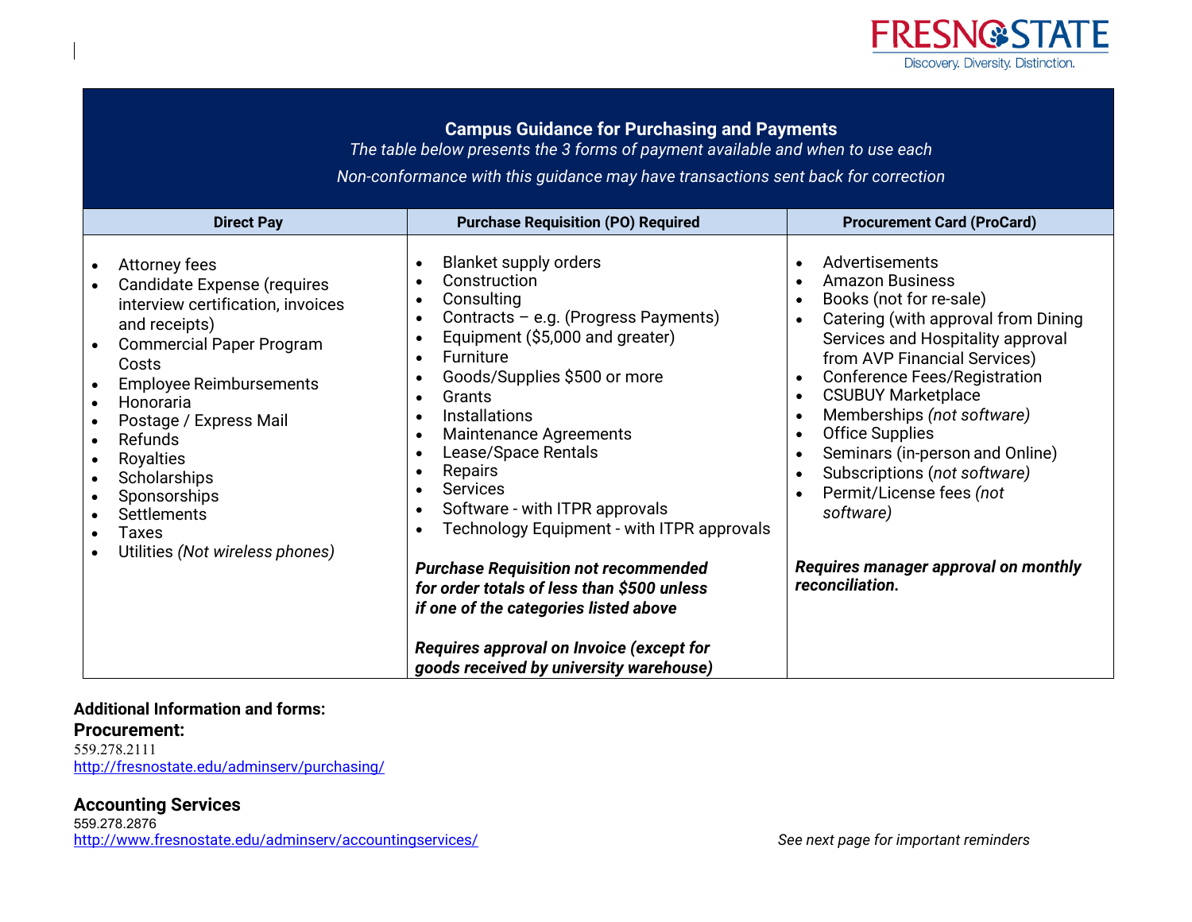FRESNO STATE
Discovery. Diversity. Distinction.

## Campus Guidance for Purchasing and Payments

*The table below presents the 3 forms of payment available and when to use each*

*Non-conformance with this guidance may have transactions sent back for correction*

| Direct Pay | Purchase Requisition (PO) Required | Procurement Card (ProCard) |
|---|---|---|
| • Attorney fees<br>• Candidate Expense (requires interview certification, invoices and receipts)<br>• Commercial Paper Program Costs<br>• Employee Reimbursements<br>• Honoraria<br>• Postage / Express Mail<br>• Refunds<br>• Royalties<br>• Scholarships<br>• Sponsorships<br>• Settlements<br>• Taxes<br>• Utilities *(Not wireless phones)* | • Blanket supply orders<br>• Construction<br>• Consulting<br>• Contracts – e.g. (Progress Payments)<br>• Equipment ($5,000 and greater)<br>• Furniture<br>• Goods/Supplies $500 or more<br>• Grants<br>• Installations<br>• Maintenance Agreements<br>• Lease/Space Rentals<br>• Repairs<br>• Services<br>• Software - with ITPR approvals<br>• Technology Equipment - with ITPR approvals<br><br>***Purchase Requisition not recommended for order totals of less than $500 unless if one of the categories listed above***<br><br>***Requires approval on Invoice (except for goods received by university warehouse)*** | • Advertisements<br>• Amazon Business<br>• Books (not for re-sale)<br>• Catering (with approval from Dining Services and Hospitality approval from AVP Financial Services)<br>• Conference Fees/Registration<br>• CSUBUY Marketplace<br>• Memberships *(not software)*<br>• Office Supplies<br>• Seminars (in-person and Online)<br>• Subscriptions *(not software)*<br>• Permit/License fees *(not software)*<br><br>***Requires manager approval on monthly reconciliation.*** |

**Additional Information and forms:**

**Procurement:**

559.278.2111

http://fresnostate.edu/adminserv/purchasing/

**Accounting Services**

559.278.2876

http://www.fresnostate.edu/adminserv/accountingservices/

*See next page for important reminders*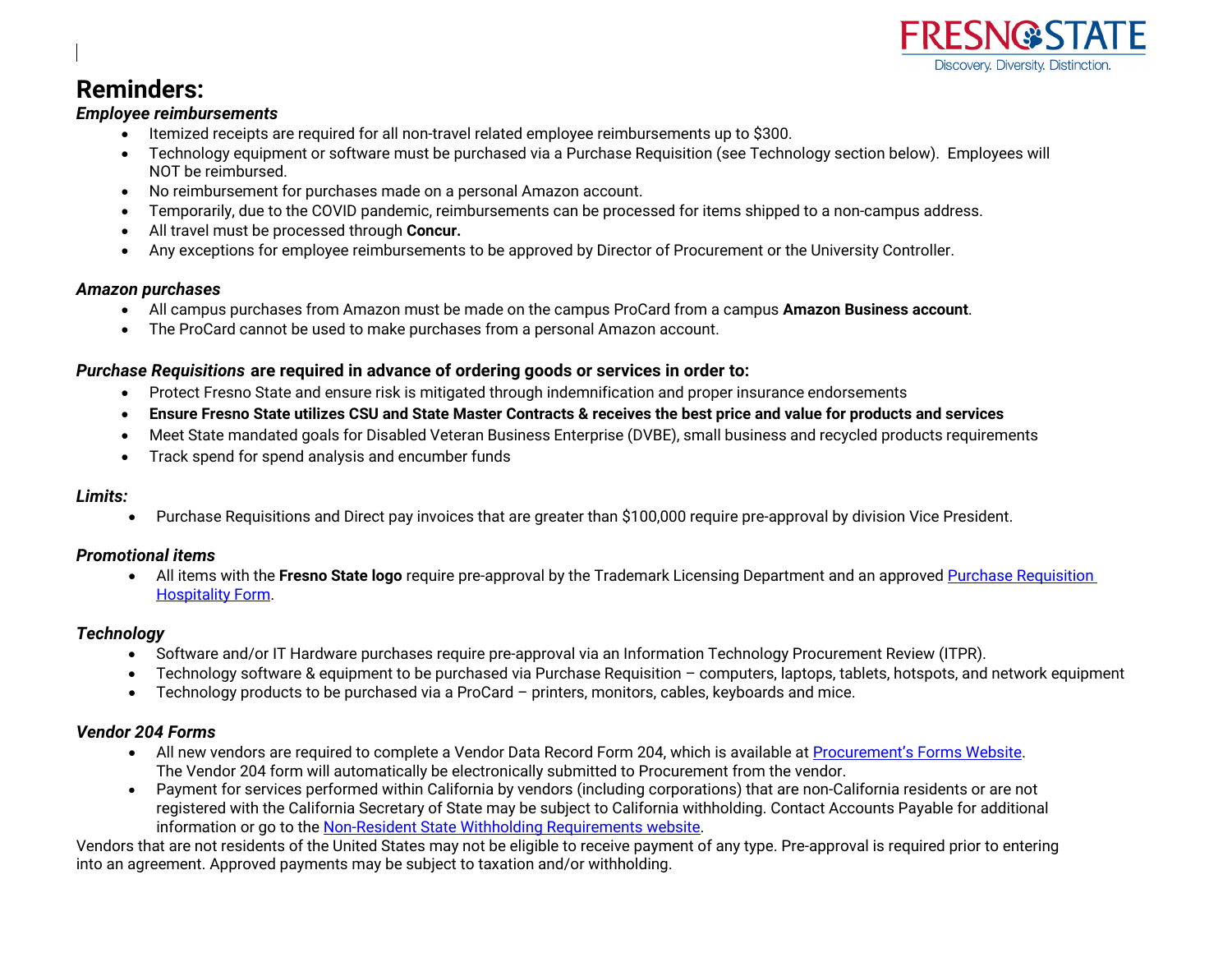# Reminders:

***Employee reimbursements***

- Itemized receipts are required for all non-travel related employee reimbursements up to $300.
- Technology equipment or software must be purchased via a Purchase Requisition (see Technology section below). Employees will NOT be reimbursed.
- No reimbursement for purchases made on a personal Amazon account.
- Temporarily, due to the COVID pandemic, reimbursements can be processed for items shipped to a non-campus address.
- All travel must be processed through **Concur.**
- Any exceptions for employee reimbursements to be approved by Director of Procurement or the University Controller.

***Amazon purchases***

- All campus purchases from Amazon must be made on the campus ProCard from a campus **Amazon Business account**.
- The ProCard cannot be used to make purchases from a personal Amazon account.

***Purchase Requisitions* are required in advance of ordering goods or services in order to:**

- Protect Fresno State and ensure risk is mitigated through indemnification and proper insurance endorsements
- **Ensure Fresno State utilizes CSU and State Master Contracts & receives the best price and value for products and services**
- Meet State mandated goals for Disabled Veteran Business Enterprise (DVBE), small business and recycled products requirements
- Track spend for spend analysis and encumber funds

***Limits:***

- Purchase Requisitions and Direct pay invoices that are greater than $100,000 require pre-approval by division Vice President.

***Promotional items***

- All items with the **Fresno State logo** require pre-approval by the Trademark Licensing Department and an approved Purchase Requisition Hospitality Form.

***Technology***

- Software and/or IT Hardware purchases require pre-approval via an Information Technology Procurement Review (ITPR).
- Technology software & equipment to be purchased via Purchase Requisition – computers, laptops, tablets, hotspots, and network equipment
- Technology products to be purchased via a ProCard – printers, monitors, cables, keyboards and mice.

***Vendor 204 Forms***

- All new vendors are required to complete a Vendor Data Record Form 204, which is available at Procurement's Forms Website. The Vendor 204 form will automatically be electronically submitted to Procurement from the vendor.
- Payment for services performed within California by vendors (including corporations) that are non-California residents or are not registered with the California Secretary of State may be subject to California withholding. Contact Accounts Payable for additional information or go to the Non-Resident State Withholding Requirements website.

Vendors that are not residents of the United States may not be eligible to receive payment of any type. Pre-approval is required prior to entering into an agreement. Approved payments may be subject to taxation and/or withholding.